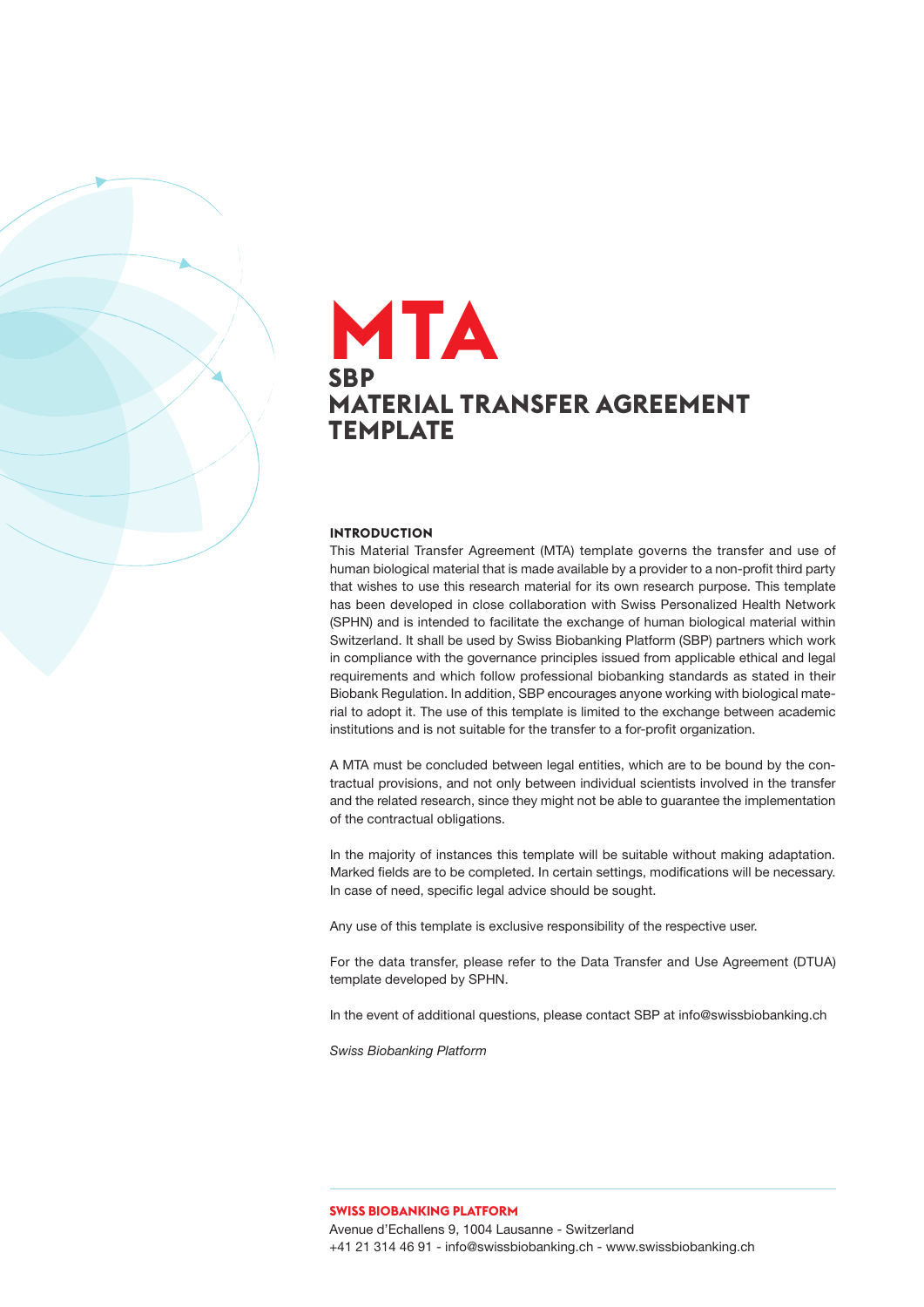# MTA

## SBP
## MATERIAL TRANSFER AGREEMENT TEMPLATE

### INTRODUCTION

This Material Transfer Agreement (MTA) template governs the transfer and use of human biological material that is made available by a provider to a non-profit third party that wishes to use this research material for its own research purpose. This template has been developed in close collaboration with Swiss Personalized Health Network (SPHN) and is intended to facilitate the exchange of human biological material within Switzerland. It shall be used by Swiss Biobanking Platform (SBP) partners which work in compliance with the governance principles issued from applicable ethical and legal requirements and which follow professional biobanking standards as stated in their Biobank Regulation. In addition, SBP encourages anyone working with biological material to adopt it. The use of this template is limited to the exchange between academic institutions and is not suitable for the transfer to a for-profit organization.

A MTA must be concluded between legal entities, which are to be bound by the contractual provisions, and not only between individual scientists involved in the transfer and the related research, since they might not be able to guarantee the implementation of the contractual obligations.

In the majority of instances this template will be suitable without making adaptation. Marked fields are to be completed. In certain settings, modifications will be necessary. In case of need, specific legal advice should be sought.

Any use of this template is exclusive responsibility of the respective user.

For the data transfer, please refer to the Data Transfer and Use Agreement (DTUA) template developed by SPHN.

In the event of additional questions, please contact SBP at info@swissbiobanking.ch

*Swiss Biobanking Platform*

**SWISS BIOBANKING PLATFORM**
Avenue d'Echallens 9, 1004 Lausanne - Switzerland
+41 21 314 46 91 - info@swissbiobanking.ch - www.swissbiobanking.ch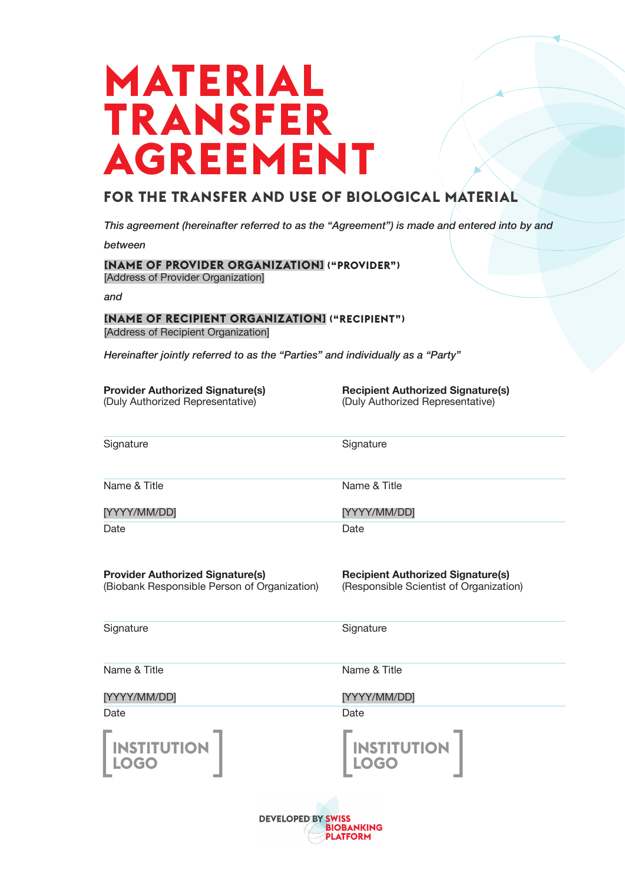# MATERIAL TRANSFER AGREEMENT

## FOR THE TRANSFER AND USE OF BIOLOGICAL MATERIAL

*This agreement (hereinafter referred to as the "Agreement") is made and entered into by and between*

**[NAME OF PROVIDER ORGANIZATION] ("PROVIDER")**
[Address of Provider Organization]

*and*

**[NAME OF RECIPIENT ORGANIZATION] ("RECIPIENT")**
[Address of Recipient Organization]

*Hereinafter jointly referred to as the "Parties" and individually as a "Party"*

**Provider Authorized Signature(s)**
(Duly Authorized Representative)

Signature

Name & Title

[YYYY/MM/DD]
Date

**Recipient Authorized Signature(s)**
(Duly Authorized Representative)

Signature

Name & Title

[YYYY/MM/DD]
Date

**Provider Authorized Signature(s)**
(Biobank Responsible Person of Organization)

Signature

Name & Title

[YYYY/MM/DD]
Date

**Recipient Authorized Signature(s)**
(Responsible Scientist of Organization)

Signature

Name & Title

[YYYY/MM/DD]
Date

[INSTITUTION LOGO]

[INSTITUTION LOGO]

DEVELOPED BY SWISS BIOBANKING PLATFORM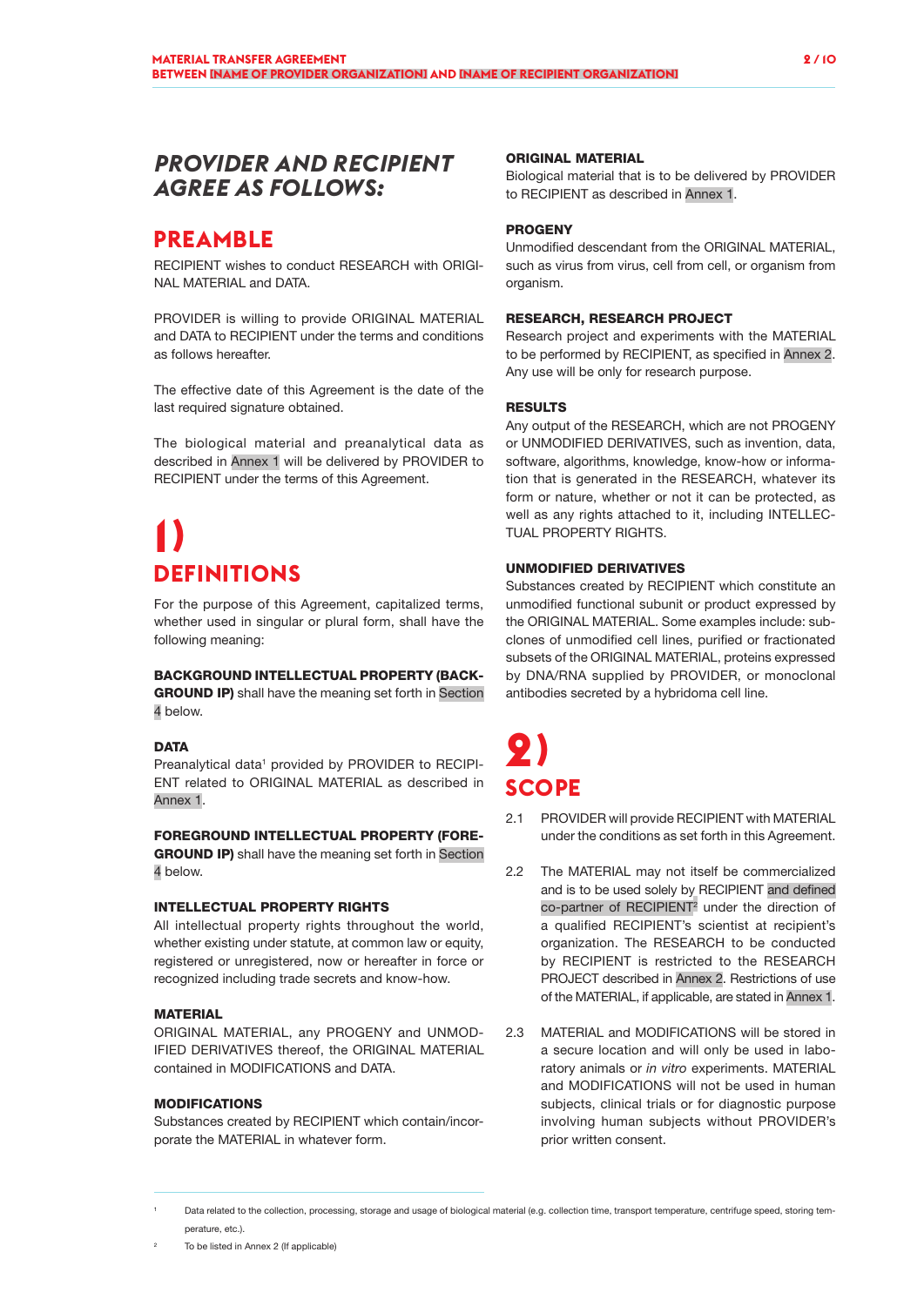## PROVIDER AND RECIPIENT AGREE AS FOLLOWS:

## PREAMBLE

RECIPIENT wishes to conduct RESEARCH with ORIGINAL MATERIAL and DATA.

PROVIDER is willing to provide ORIGINAL MATERIAL and DATA to RECIPIENT under the terms and conditions as follows hereafter.

The effective date of this Agreement is the date of the last required signature obtained.

The biological material and preanalytical data as described in Annex 1 will be delivered by PROVIDER to RECIPIENT under the terms of this Agreement.

# 1) DEFINITIONS

For the purpose of this Agreement, capitalized terms, whether used in singular or plural form, shall have the following meaning:

**BACKGROUND INTELLECTUAL PROPERTY (BACKGROUND IP)** shall have the meaning set forth in Section 4 below.

**DATA**
Preanalytical data[1] provided by PROVIDER to RECIPIENT related to ORIGINAL MATERIAL as described in Annex 1.

**FOREGROUND INTELLECTUAL PROPERTY (FOREGROUND IP)** shall have the meaning set forth in Section 4 below.

**INTELLECTUAL PROPERTY RIGHTS**
All intellectual property rights throughout the world, whether existing under statute, at common law or equity, registered or unregistered, now or hereafter in force or recognized including trade secrets and know-how.

**MATERIAL**
ORIGINAL MATERIAL, any PROGENY and UNMODIFIED DERIVATIVES thereof, the ORIGINAL MATERIAL contained in MODIFICATIONS and DATA.

**MODIFICATIONS**
Substances created by RECIPIENT which contain/incorporate the MATERIAL in whatever form.

**ORIGINAL MATERIAL**
Biological material that is to be delivered by PROVIDER to RECIPIENT as described in Annex 1.

**PROGENY**
Unmodified descendant from the ORIGINAL MATERIAL, such as virus from virus, cell from cell, or organism from organism.

**RESEARCH, RESEARCH PROJECT**
Research project and experiments with the MATERIAL to be performed by RECIPIENT, as specified in Annex 2. Any use will be only for research purpose.

**RESULTS**
Any output of the RESEARCH, which are not PROGENY or UNMODIFIED DERIVATIVES, such as invention, data, software, algorithms, knowledge, know-how or information that is generated in the RESEARCH, whatever its form or nature, whether or not it can be protected, as well as any rights attached to it, including INTELLECTUAL PROPERTY RIGHTS.

**UNMODIFIED DERIVATIVES**
Substances created by RECIPIENT which constitute an unmodified functional subunit or product expressed by the ORIGINAL MATERIAL. Some examples include: subclones of unmodified cell lines, purified or fractionated subsets of the ORIGINAL MATERIAL, proteins expressed by DNA/RNA supplied by PROVIDER, or monoclonal antibodies secreted by a hybridoma cell line.

# 2) SCOPE

2.1 PROVIDER will provide RECIPIENT with MATERIAL under the conditions as set forth in this Agreement.

2.2 The MATERIAL may not itself be commercialized and is to be used solely by RECIPIENT and defined co-partner of RECIPIENT[2] under the direction of a qualified RECIPIENT's scientist at recipient's organization. The RESEARCH to be conducted by RECIPIENT is restricted to the RESEARCH PROJECT described in Annex 2. Restrictions of use of the MATERIAL, if applicable, are stated in Annex 1.

2.3 MATERIAL and MODIFICATIONS will be stored in a secure location and will only be used in laboratory animals or *in vitro* experiments. MATERIAL and MODIFICATIONS will not be used in human subjects, clinical trials or for diagnostic purpose involving human subjects without PROVIDER's prior written consent.

---

[1] Data related to the collection, processing, storage and usage of biological material (e.g. collection time, transport temperature, centrifuge speed, storing temperature, etc.).

[2] To be listed in Annex 2 (If applicable)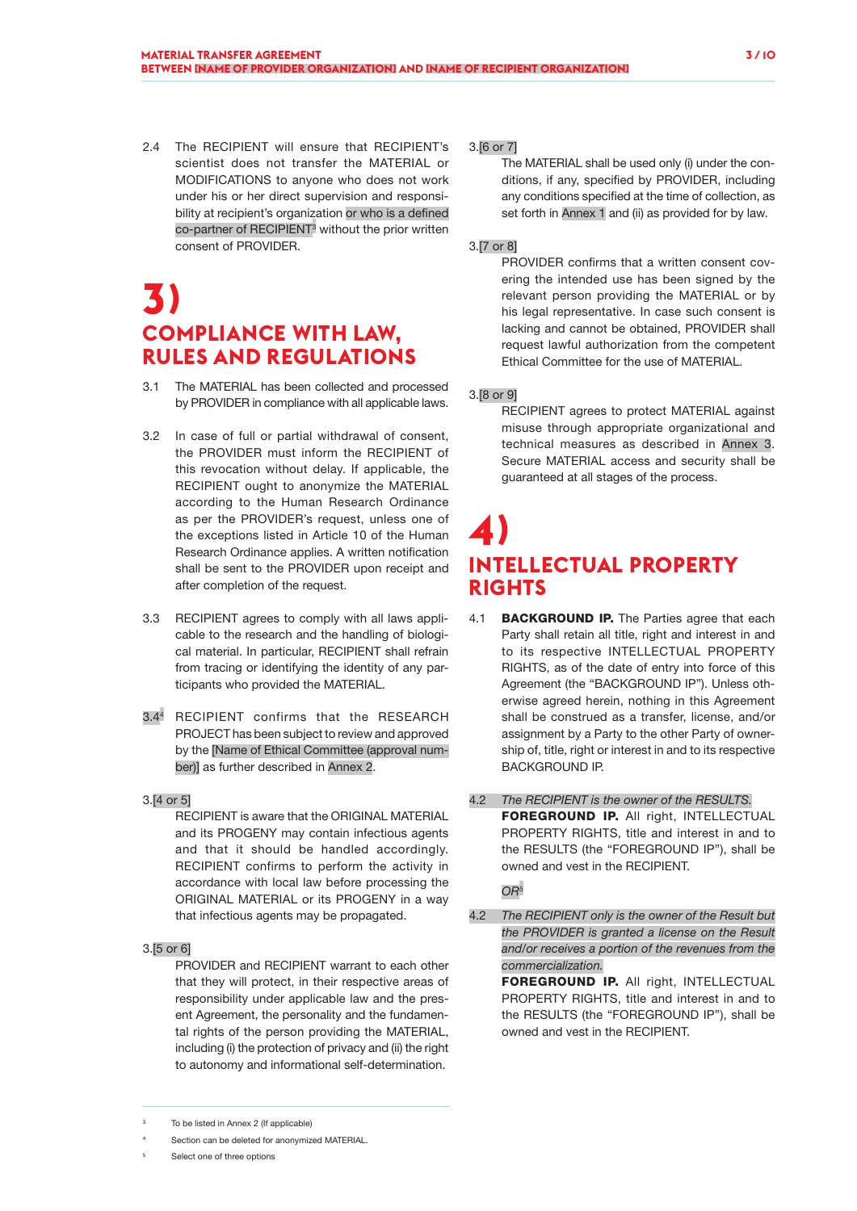2.4 The RECIPIENT will ensure that RECIPIENT's scientist does not transfer the MATERIAL or MODIFICATIONS to anyone who does not work under his or her direct supervision and responsibility at recipient's organization or who is a defined co-partner of RECIPIENT[3] without the prior written consent of PROVIDER.

# 3) COMPLIANCE WITH LAW, RULES AND REGULATIONS

3.1 The MATERIAL has been collected and processed by PROVIDER in compliance with all applicable laws.

3.2 In case of full or partial withdrawal of consent, the PROVIDER must inform the RECIPIENT of this revocation without delay. If applicable, the RECIPIENT ought to anonymize the MATERIAL according to the Human Research Ordinance as per the PROVIDER's request, unless one of the exceptions listed in Article 10 of the Human Research Ordinance applies. A written notification shall be sent to the PROVIDER upon receipt and after completion of the request.

3.3 RECIPIENT agrees to comply with all laws applicable to the research and the handling of biological material. In particular, RECIPIENT shall refrain from tracing or identifying the identity of any participants who provided the MATERIAL.

3.4[4] RECIPIENT confirms that the RESEARCH PROJECT has been subject to review and approved by the [Name of Ethical Committee (approval number)] as further described in Annex 2.

3.[4 or 5]
RECIPIENT is aware that the ORIGINAL MATERIAL and its PROGENY may contain infectious agents and that it should be handled accordingly. RECIPIENT confirms to perform the activity in accordance with local law before processing the ORIGINAL MATERIAL or its PROGENY in a way that infectious agents may be propagated.

3.[5 or 6]
PROVIDER and RECIPIENT warrant to each other that they will protect, in their respective areas of responsibility under applicable law and the present Agreement, the personality and the fundamental rights of the person providing the MATERIAL, including (i) the protection of privacy and (ii) the right to autonomy and informational self-determination.

3.[6 or 7]
The MATERIAL shall be used only (i) under the conditions, if any, specified by PROVIDER, including any conditions specified at the time of collection, as set forth in Annex 1 and (ii) as provided for by law.

3.[7 or 8]
PROVIDER confirms that a written consent covering the intended use has been signed by the relevant person providing the MATERIAL or by his legal representative. In case such consent is lacking and cannot be obtained, PROVIDER shall request lawful authorization from the competent Ethical Committee for the use of MATERIAL.

3.[8 or 9]
RECIPIENT agrees to protect MATERIAL against misuse through appropriate organizational and technical measures as described in Annex 3. Secure MATERIAL access and security shall be guaranteed at all stages of the process.

# 4) INTELLECTUAL PROPERTY RIGHTS

4.1 **BACKGROUND IP.** The Parties agree that each Party shall retain all title, right and interest in and to its respective INTELLECTUAL PROPERTY RIGHTS, as of the date of entry into force of this Agreement (the "BACKGROUND IP"). Unless otherwise agreed herein, nothing in this Agreement shall be construed as a transfer, license, and/or assignment by a Party to the other Party of ownership of, title, right or interest in and to its respective BACKGROUND IP.

4.2 *The RECIPIENT is the owner of the RESULTS.*
**FOREGROUND IP.** All right, INTELLECTUAL PROPERTY RIGHTS, title and interest in and to the RESULTS (the "FOREGROUND IP"), shall be owned and vest in the RECIPIENT.

*OR*[5]

4.2 *The RECIPIENT only is the owner of the Result but the PROVIDER is granted a license on the Result and/or receives a portion of the revenues from the commercialization.*
**FOREGROUND IP.** All right, INTELLECTUAL PROPERTY RIGHTS, title and interest in and to the RESULTS (the "FOREGROUND IP"), shall be owned and vest in the RECIPIENT.

---

[3] To be listed in Annex 2 (If applicable)

[4] Section can be deleted for anonymized MATERIAL.

[5] Select one of three options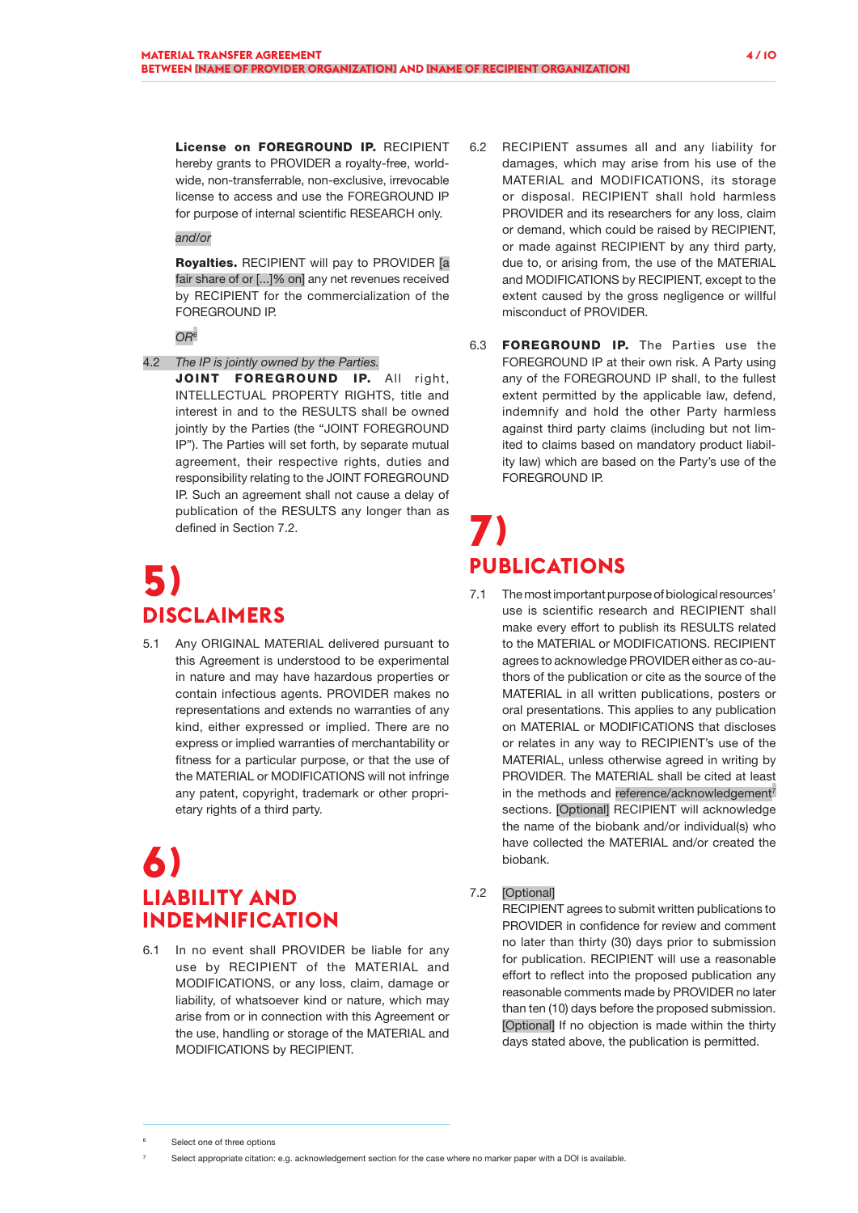**License on FOREGROUND IP.** RECIPIENT hereby grants to PROVIDER a royalty-free, worldwide, non-transferrable, non-exclusive, irrevocable license to access and use the FOREGROUND IP for purpose of internal scientific RESEARCH only.

*and/or*

**Royalties.** RECIPIENT will pay to PROVIDER [a fair share of or [...]% on] any net revenues received by RECIPIENT for the commercialization of the FOREGROUND IP.

*OR*[6]

4.2 *The IP is jointly owned by the Parties.*
**JOINT FOREGROUND IP.** All right, INTELLECTUAL PROPERTY RIGHTS, title and interest in and to the RESULTS shall be owned jointly by the Parties (the "JOINT FOREGROUND IP"). The Parties will set forth, by separate mutual agreement, their respective rights, duties and responsibility relating to the JOINT FOREGROUND IP. Such an agreement shall not cause a delay of publication of the RESULTS any longer than as defined in Section 7.2.

# 5) DISCLAIMERS

5.1 Any ORIGINAL MATERIAL delivered pursuant to this Agreement is understood to be experimental in nature and may have hazardous properties or contain infectious agents. PROVIDER makes no representations and extends no warranties of any kind, either expressed or implied. There are no express or implied warranties of merchantability or fitness for a particular purpose, or that the use of the MATERIAL or MODIFICATIONS will not infringe any patent, copyright, trademark or other proprietary rights of a third party.

# 6) LIABILITY AND INDEMNIFICATION

6.1 In no event shall PROVIDER be liable for any use by RECIPIENT of the MATERIAL and MODIFICATIONS, or any loss, claim, damage or liability, of whatsoever kind or nature, which may arise from or in connection with this Agreement or the use, handling or storage of the MATERIAL and MODIFICATIONS by RECIPIENT.

6.2 RECIPIENT assumes all and any liability for damages, which may arise from his use of the MATERIAL and MODIFICATIONS, its storage or disposal. RECIPIENT shall hold harmless PROVIDER and its researchers for any loss, claim or demand, which could be raised by RECIPIENT, or made against RECIPIENT by any third party, due to, or arising from, the use of the MATERIAL and MODIFICATIONS by RECIPIENT, except to the extent caused by the gross negligence or willful misconduct of PROVIDER.

6.3 **FOREGROUND IP.** The Parties use the FOREGROUND IP at their own risk. A Party using any of the FOREGROUND IP shall, to the fullest extent permitted by the applicable law, defend, indemnify and hold the other Party harmless against third party claims (including but not limited to claims based on mandatory product liability law) which are based on the Party's use of the FOREGROUND IP.

# 7) PUBLICATIONS

7.1 The most important purpose of biological resources' use is scientific research and RECIPIENT shall make every effort to publish its RESULTS related to the MATERIAL or MODIFICATIONS. RECIPIENT agrees to acknowledge PROVIDER either as co-authors of the publication or cite as the source of the MATERIAL in all written publications, posters or oral presentations. This applies to any publication on MATERIAL or MODIFICATIONS that discloses or relates in any way to RECIPIENT's use of the MATERIAL, unless otherwise agreed in writing by PROVIDER. The MATERIAL shall be cited at least in the methods and reference/acknowledgement[7] sections. [Optional] RECIPIENT will acknowledge the name of the biobank and/or individual(s) who have collected the MATERIAL and/or created the biobank.

7.2 [Optional]
RECIPIENT agrees to submit written publications to PROVIDER in confidence for review and comment no later than thirty (30) days prior to submission for publication. RECIPIENT will use a reasonable effort to reflect into the proposed publication any reasonable comments made by PROVIDER no later than ten (10) days before the proposed submission. [Optional] If no objection is made within the thirty days stated above, the publication is permitted.

---

[6] Select one of three options

[7] Select appropriate citation: e.g. acknowledgement section for the case where no marker paper with a DOI is available.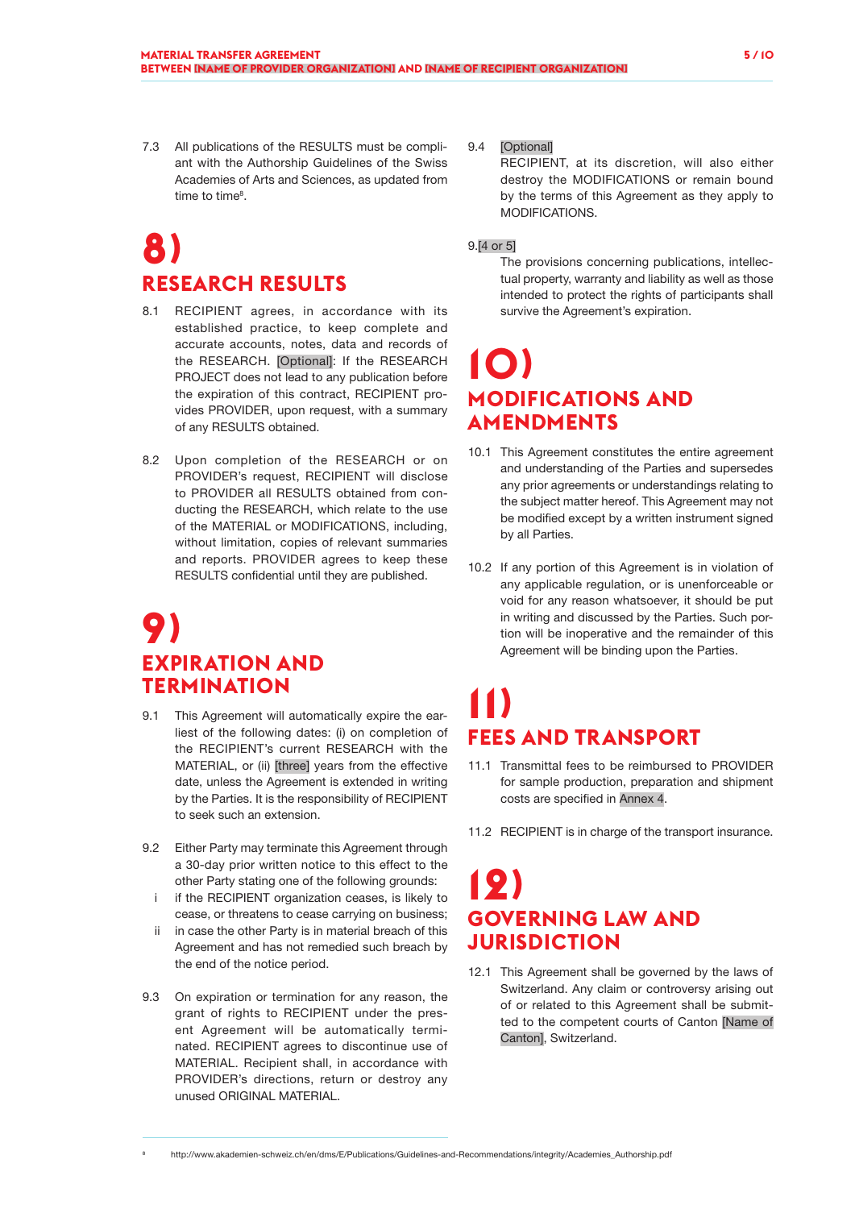7.3 All publications of the RESULTS must be compliant with the Authorship Guidelines of the Swiss Academies of Arts and Sciences, as updated from time to time[8].

# 8) RESEARCH RESULTS

8.1 RECIPIENT agrees, in accordance with its established practice, to keep complete and accurate accounts, notes, data and records of the RESEARCH. [Optional]: If the RESEARCH PROJECT does not lead to any publication before the expiration of this contract, RECIPIENT provides PROVIDER, upon request, with a summary of any RESULTS obtained.

8.2 Upon completion of the RESEARCH or on PROVIDER's request, RECIPIENT will disclose to PROVIDER all RESULTS obtained from conducting the RESEARCH, which relate to the use of the MATERIAL or MODIFICATIONS, including, without limitation, copies of relevant summaries and reports. PROVIDER agrees to keep these RESULTS confidential until they are published.

# 9) EXPIRATION AND TERMINATION

9.1 This Agreement will automatically expire the earliest of the following dates: (i) on completion of the RECIPIENT's current RESEARCH with the MATERIAL, or (ii) [three] years from the effective date, unless the Agreement is extended in writing by the Parties. It is the responsibility of RECIPIENT to seek such an extension.

9.2 Either Party may terminate this Agreement through a 30-day prior written notice to this effect to the other Party stating one of the following grounds:

i. if the RECIPIENT organization ceases, is likely to cease, or threatens to cease carrying on business;

ii. in case the other Party is in material breach of this Agreement and has not remedied such breach by the end of the notice period.

9.3 On expiration or termination for any reason, the grant of rights to RECIPIENT under the present Agreement will be automatically terminated. RECIPIENT agrees to discontinue use of MATERIAL. Recipient shall, in accordance with PROVIDER's directions, return or destroy any unused ORIGINAL MATERIAL.

9.4 [Optional]
RECIPIENT, at its discretion, will also either destroy the MODIFICATIONS or remain bound by the terms of this Agreement as they apply to MODIFICATIONS.

9.[4 or 5]
The provisions concerning publications, intellectual property, warranty and liability as well as those intended to protect the rights of participants shall survive the Agreement's expiration.

# 10) MODIFICATIONS AND AMENDMENTS

10.1 This Agreement constitutes the entire agreement and understanding of the Parties and supersedes any prior agreements or understandings relating to the subject matter hereof. This Agreement may not be modified except by a written instrument signed by all Parties.

10.2 If any portion of this Agreement is in violation of any applicable regulation, or is unenforceable or void for any reason whatsoever, it should be put in writing and discussed by the Parties. Such portion will be inoperative and the remainder of this Agreement will be binding upon the Parties.

# 11) FEES AND TRANSPORT

11.1 Transmittal fees to be reimbursed to PROVIDER for sample production, preparation and shipment costs are specified in Annex 4.

11.2 RECIPIENT is in charge of the transport insurance.

# 12) GOVERNING LAW AND JURISDICTION

12.1 This Agreement shall be governed by the laws of Switzerland. Any claim or controversy arising out of or related to this Agreement shall be submitted to the competent courts of Canton [Name of Canton], Switzerland.

[8] http://www.akademien-schweiz.ch/en/dms/E/Publications/Guidelines-and-Recommendations/integrity/Academies_Authorship.pdf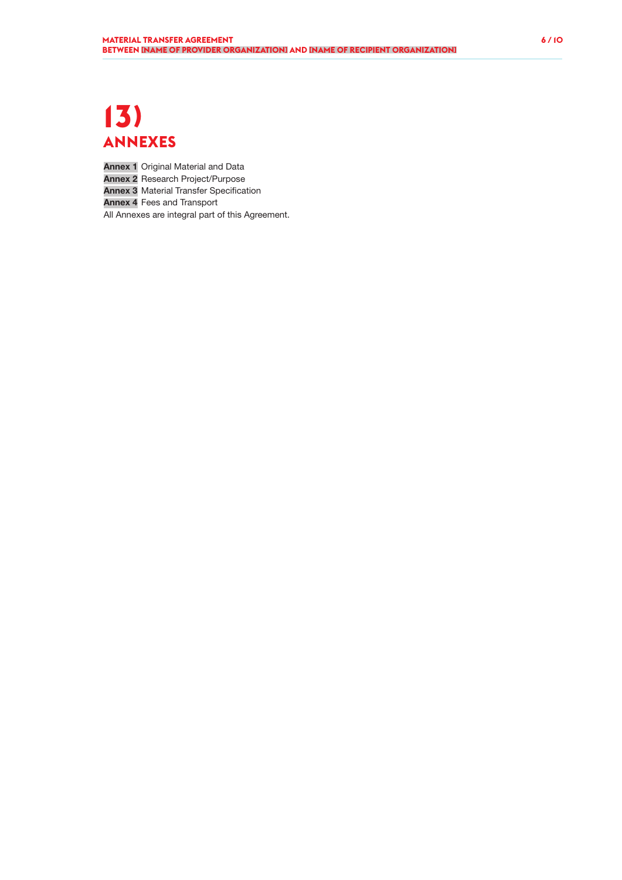# 13) ANNEXES

**Annex 1** Original Material and Data
**Annex 2** Research Project/Purpose
**Annex 3** Material Transfer Specification
**Annex 4** Fees and Transport
All Annexes are integral part of this Agreement.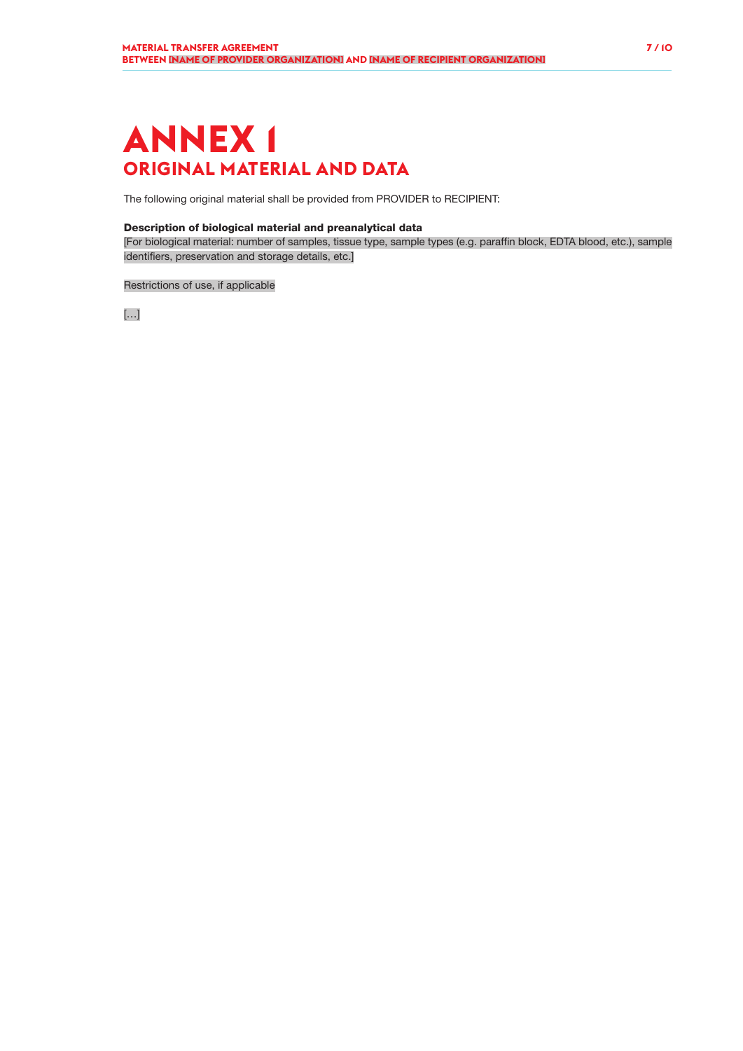# ANNEX 1

## ORIGINAL MATERIAL AND DATA

The following original material shall be provided from PROVIDER to RECIPIENT:

**Description of biological material and preanalytical data**

[For biological material: number of samples, tissue type, sample types (e.g. paraffin block, EDTA blood, etc.), sample identifiers, preservation and storage details, etc.]

Restrictions of use, if applicable

[…]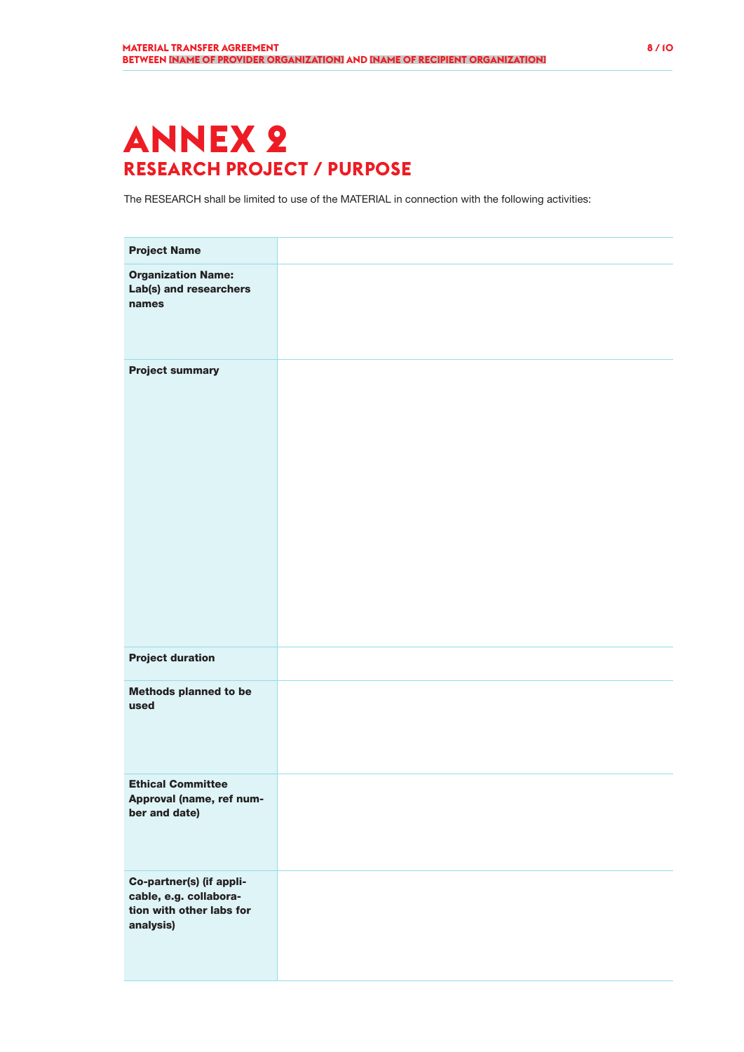# ANNEX 2

## RESEARCH PROJECT / PURPOSE

The RESEARCH shall be limited to use of the MATERIAL in connection with the following activities:

| | |
|---|---|
| **Project Name** | |
| **Organization Name: Lab(s) and researchers names** | |
| **Project summary** | |
| **Project duration** | |
| **Methods planned to be used** | |
| **Ethical Committee Approval (name, ref number and date)** | |
| **Co-partner(s) (if applicable, e.g. collaboration with other labs for analysis)** | |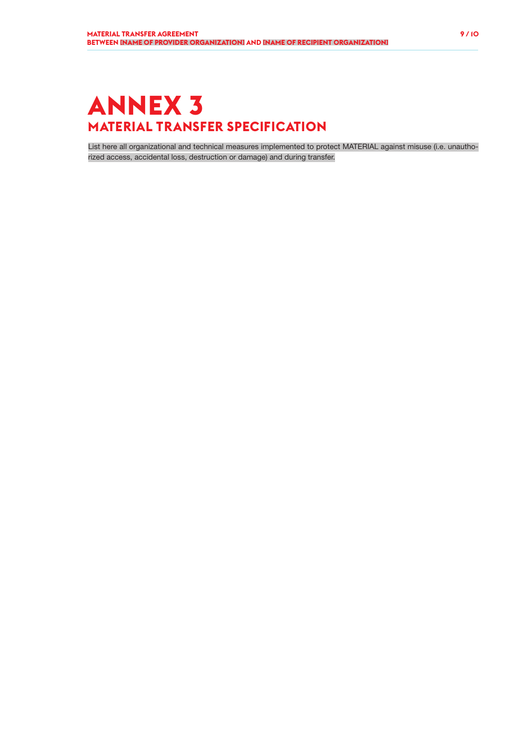# ANNEX 3

## MATERIAL TRANSFER SPECIFICATION

List here all organizational and technical measures implemented to protect MATERIAL against misuse (i.e. unauthorized access, accidental loss, destruction or damage) and during transfer.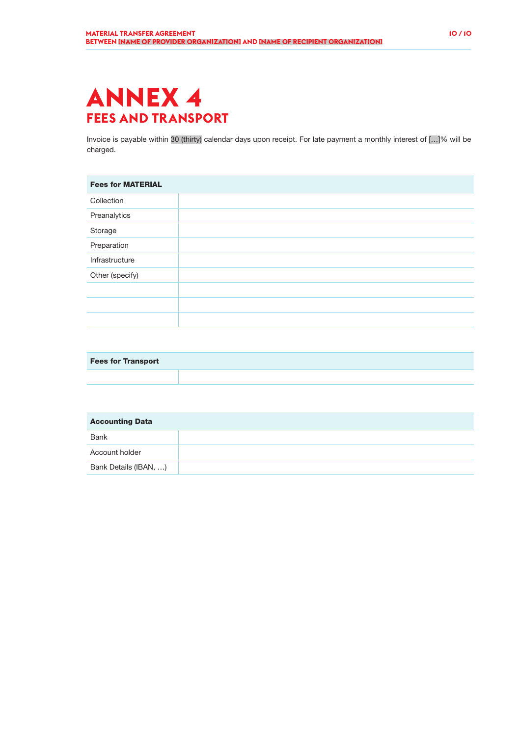# ANNEX 4

## FEES AND TRANSPORT

Invoice is payable within 30 (thirty) calendar days upon receipt. For late payment a monthly interest of [...]% will be charged.

| **Fees for MATERIAL** | |
|---|---|
| Collection | |
| Preanalytics | |
| Storage | |
| Preparation | |
| Infrastructure | |
| Other (specify) | |
| | |
| | |
| | |

| **Fees for Transport** | |
|---|---|
| | |

| **Accounting Data** | |
|---|---|
| Bank | |
| Account holder | |
| Bank Details (IBAN, ...) | |